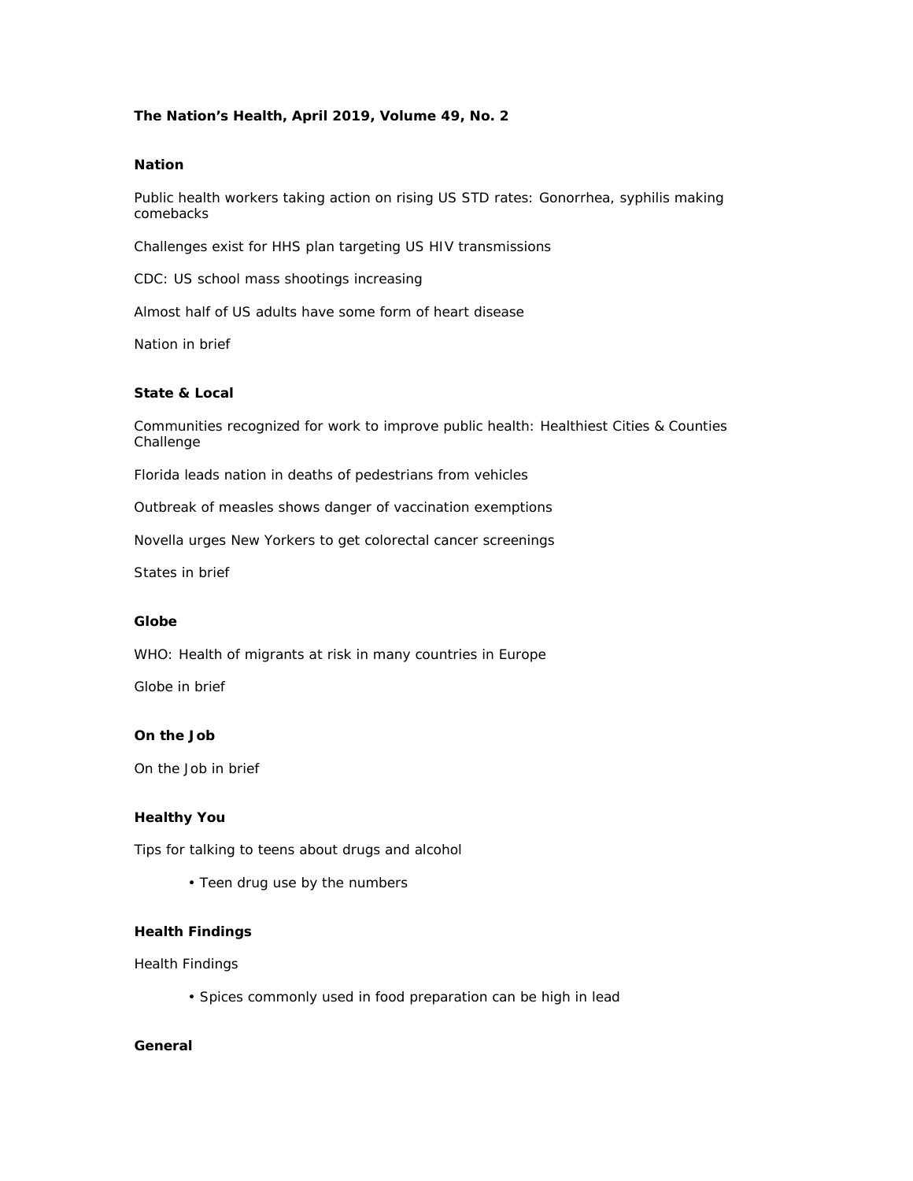# The Nation's Health, April 2019, Volume 49, No. 2

## Nation

Public health workers taking action on rising US STD rates: Gonorrhea, syphilis making comebacks

Challenges exist for HHS plan targeting US HIV transmissions

CDC: US school mass shootings increasing

Almost half of US adults have some form of heart disease

Nation in brief

## State & Local

Communities recognized for work to improve public health: Healthiest Cities & Counties Challenge

Florida leads nation in deaths of pedestrians from vehicles

Outbreak of measles shows danger of vaccination exemptions

Novella urges New Yorkers to get colorectal cancer screenings

States in brief

## Globe

WHO: Health of migrants at risk in many countries in Europe

Globe in brief

## On the Job

On the Job in brief

## Healthy You

Tips for talking to teens about drugs and alcohol

- Teen drug use by the numbers

## Health Findings

Health Findings

- Spices commonly used in food preparation can be high in lead

## General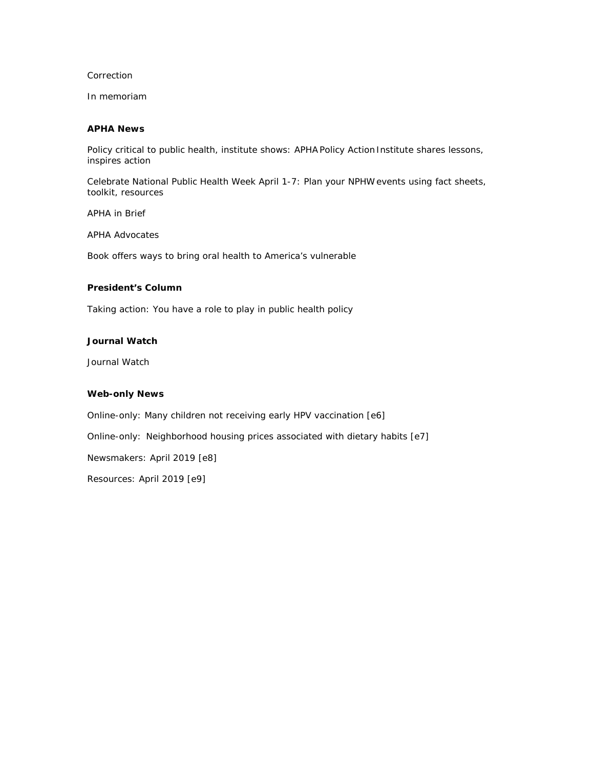Correction

In memoriam

**APHA News**

Policy critical to public health, institute shows: APHA Policy Action Institute shares lessons, inspires action

Celebrate National Public Health Week April 1-7: Plan your NPHW events using fact sheets, toolkit, resources

APHA in Brief

APHA Advocates

Book offers ways to bring oral health to America's vulnerable

**President's Column**

Taking action: You have a role to play in public health policy

**Journal Watch**

Journal Watch

**Web-only News**

Online-only: Many children not receiving early HPV vaccination [e6]

Online-only: Neighborhood housing prices associated with dietary habits [e7]

Newsmakers: April 2019 [e8]

Resources: April 2019 [e9]